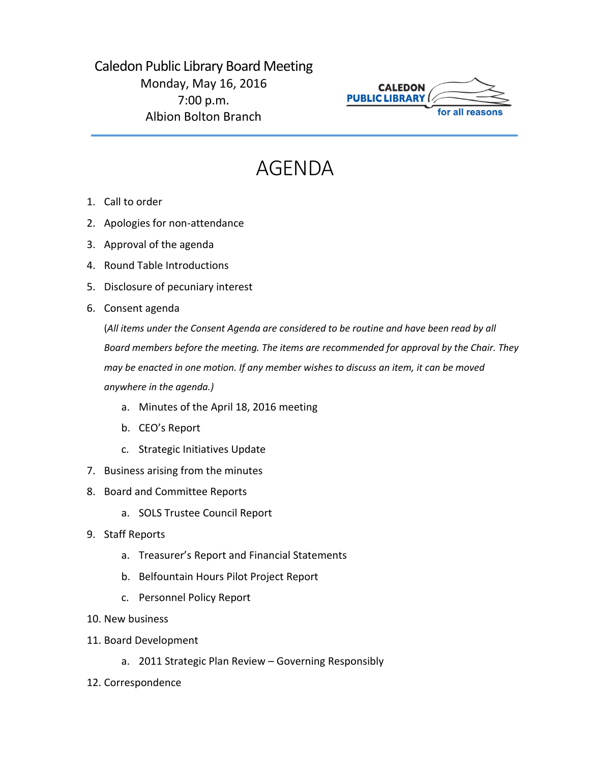Caledon Public Library Board Meeting
Monday, May 16, 2016
7:00 p.m.
Albion Bolton Branch

CALEDON PUBLIC LIBRARY for all reasons

# AGENDA

1. Call to order
2. Apologies for non-attendance
3. Approval of the agenda
4. Round Table Introductions
5. Disclosure of pecuniary interest
6. Consent agenda

   (*All items under the Consent Agenda are considered to be routine and have been read by all Board members before the meeting. The items are recommended for approval by the Chair. They may be enacted in one motion. If any member wishes to discuss an item, it can be moved anywhere in the agenda.)*

   a. Minutes of the April 18, 2016 meeting
   b. CEO's Report
   c. Strategic Initiatives Update
7. Business arising from the minutes
8. Board and Committee Reports
   a. SOLS Trustee Council Report
9. Staff Reports
   a. Treasurer's Report and Financial Statements
   b. Belfountain Hours Pilot Project Report
   c. Personnel Policy Report
10. New business
11. Board Development
    a. 2011 Strategic Plan Review – Governing Responsibly
12. Correspondence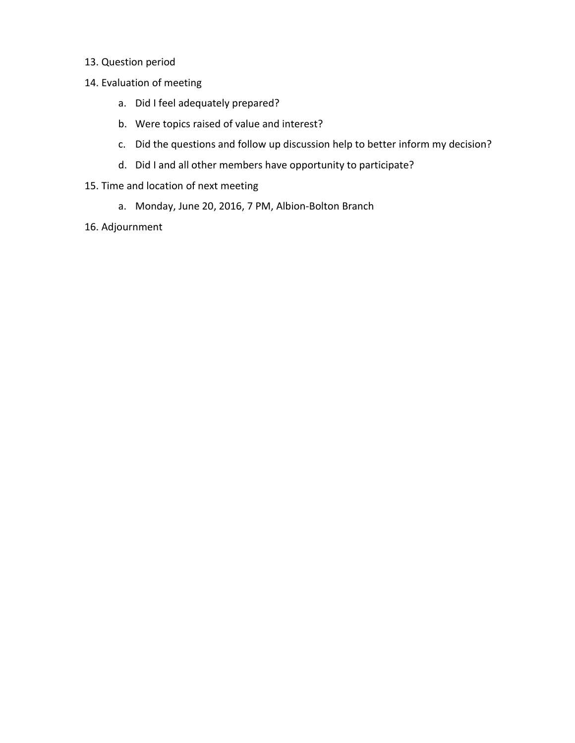13. Question period
14. Evaluation of meeting
    a. Did I feel adequately prepared?
    b. Were topics raised of value and interest?
    c. Did the questions and follow up discussion help to better inform my decision?
    d. Did I and all other members have opportunity to participate?
15. Time and location of next meeting
    a. Monday, June 20, 2016, 7 PM, Albion-Bolton Branch
16. Adjournment